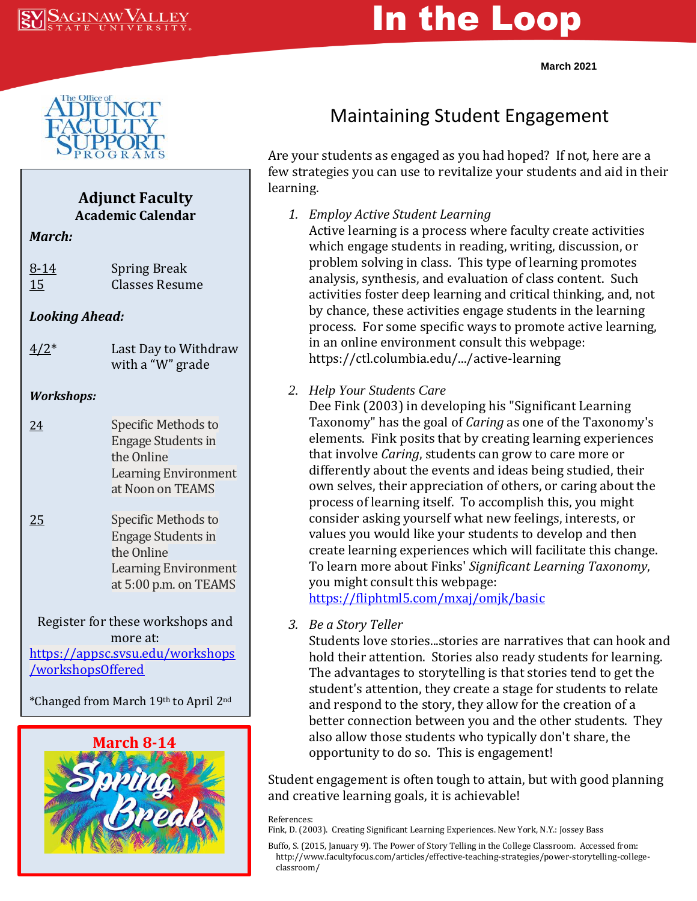# In the Loop

March 2021

## Adjunct Faculty Academic Calendar

***March:***

| | |
|---|---|
| 8-14 | Spring Break |
| 15 | Classes Resume |

***Looking Ahead:***

| | |
|---|---|
| 4/2* | Last Day to Withdraw with a "W" grade |

***Workshops:***

| | |
|---|---|
| 24 | Specific Methods to Engage Students in the Online Learning Environment at Noon on TEAMS |
| 25 | Specific Methods to Engage Students in the Online Learning Environment at 5:00 p.m. on TEAMS |

Register for these workshops and more at: https://appsc.svsu.edu/workshops/workshopsOffered

*Changed from March 19th to April 2nd

**March 8-14**

Spring Break

## Maintaining Student Engagement

Are your students as engaged as you had hoped? If not, here are a few strategies you can use to revitalize your students and aid in their learning.

1. *Employ Active Student Learning*
   Active learning is a process where faculty create activities which engage students in reading, writing, discussion, or problem solving in class. This type of learning promotes analysis, synthesis, and evaluation of class content. Such activities foster deep learning and critical thinking, and, not by chance, these activities engage students in the learning process. For some specific ways to promote active learning, in an online environment consult this webpage: https://ctl.columbia.edu/.../active-learning

2. *Help Your Students Care*
   Dee Fink (2003) in developing his "Significant Learning Taxonomy" has the goal of *Caring* as one of the Taxonomy's elements. Fink posits that by creating learning experiences that involve *Caring*, students can grow to care more or differently about the events and ideas being studied, their own selves, their appreciation of others, or caring about the process of learning itself. To accomplish this, you might consider asking yourself what new feelings, interests, or values you would like your students to develop and then create learning experiences which will facilitate this change. To learn more about Finks' *Significant Learning Taxonomy*, you might consult this webpage: https://fliphtml5.com/mxaj/omjk/basic

3. *Be a Story Teller*
   Students love stories...stories are narratives that can hook and hold their attention. Stories also ready students for learning. The advantages to storytelling is that stories tend to get the student's attention, they create a stage for students to relate and respond to the story, they allow for the creation of a better connection between you and the other students. They also allow those students who typically don't share, the opportunity to do so. This is engagement!

Student engagement is often tough to attain, but with good planning and creative learning goals, it is achievable!

References:

Fink, D. (2003). Creating Significant Learning Experiences. New York, N.Y.: Jossey Bass

Buffo, S. (2015, January 9). The Power of Story Telling in the College Classroom. Accessed from: http://www.facultyfocus.com/articles/effective-teaching-strategies/power-storytelling-college-classroom/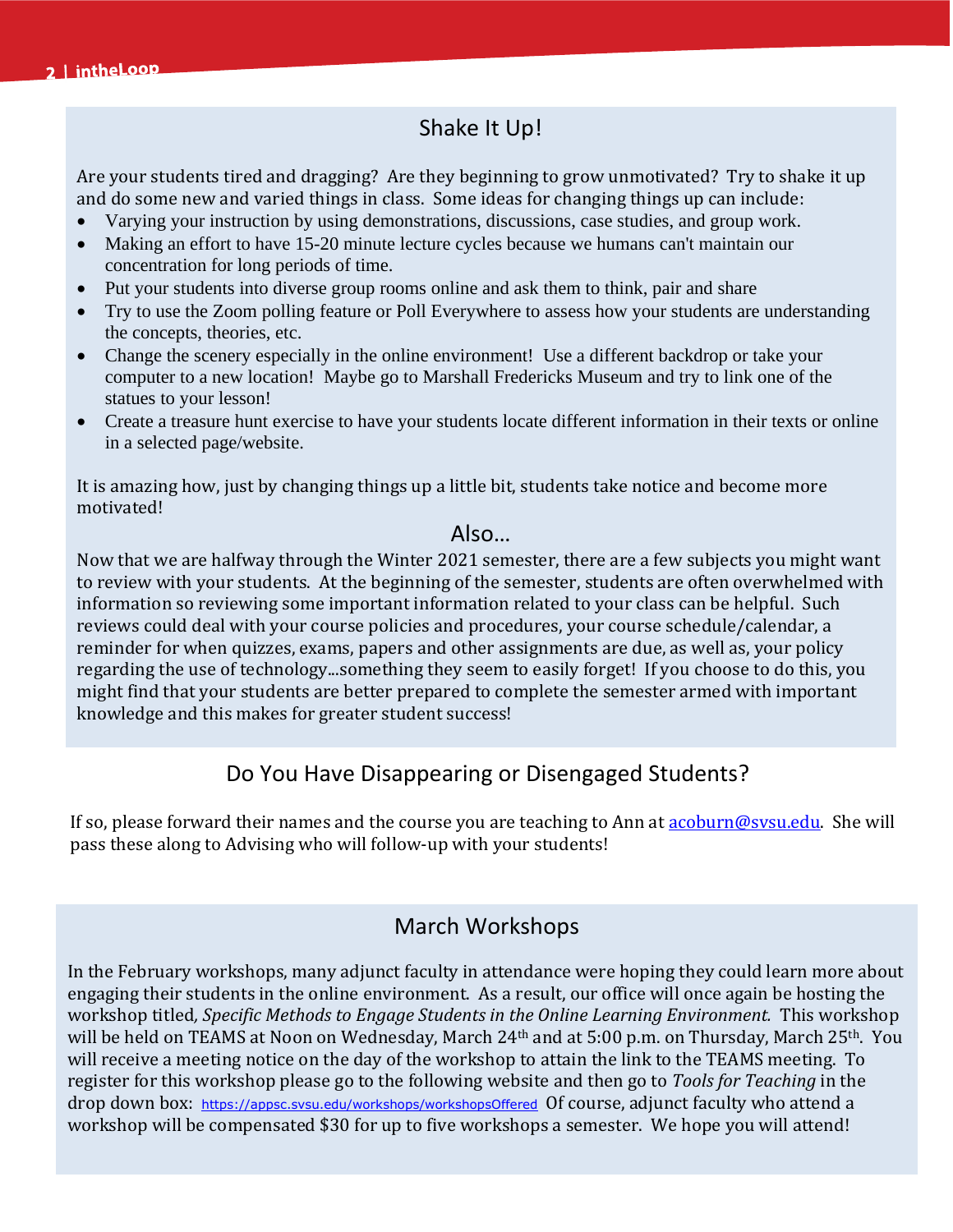## Shake It Up!

Are your students tired and dragging? Are they beginning to grow unmotivated? Try to shake it up and do some new and varied things in class. Some ideas for changing things up can include:

- Varying your instruction by using demonstrations, discussions, case studies, and group work.
- Making an effort to have 15-20 minute lecture cycles because we humans can't maintain our concentration for long periods of time.
- Put your students into diverse group rooms online and ask them to think, pair and share
- Try to use the Zoom polling feature or Poll Everywhere to assess how your students are understanding the concepts, theories, etc.
- Change the scenery especially in the online environment! Use a different backdrop or take your computer to a new location! Maybe go to Marshall Fredericks Museum and try to link one of the statues to your lesson!
- Create a treasure hunt exercise to have your students locate different information in their texts or online in a selected page/website.

It is amazing how, just by changing things up a little bit, students take notice and become more motivated!

### Also…

Now that we are halfway through the Winter 2021 semester, there are a few subjects you might want to review with your students. At the beginning of the semester, students are often overwhelmed with information so reviewing some important information related to your class can be helpful. Such reviews could deal with your course policies and procedures, your course schedule/calendar, a reminder for when quizzes, exams, papers and other assignments are due, as well as, your policy regarding the use of technology...something they seem to easily forget! If you choose to do this, you might find that your students are better prepared to complete the semester armed with important knowledge and this makes for greater student success!

## Do You Have Disappearing or Disengaged Students?

If so, please forward their names and the course you are teaching to Ann at acoburn@svsu.edu. She will pass these along to Advising who will follow-up with your students!

## March Workshops

In the February workshops, many adjunct faculty in attendance were hoping they could learn more about engaging their students in the online environment. As a result, our office will once again be hosting the workshop titled, *Specific Methods to Engage Students in the Online Learning Environment.* This workshop will be held on TEAMS at Noon on Wednesday, March 24th and at 5:00 p.m. on Thursday, March 25th. You will receive a meeting notice on the day of the workshop to attain the link to the TEAMS meeting. To register for this workshop please go to the following website and then go to *Tools for Teaching* in the drop down box: https://appsc.svsu.edu/workshops/workshopsOffered Of course, adjunct faculty who attend a workshop will be compensated $30 for up to five workshops a semester. We hope you will attend!